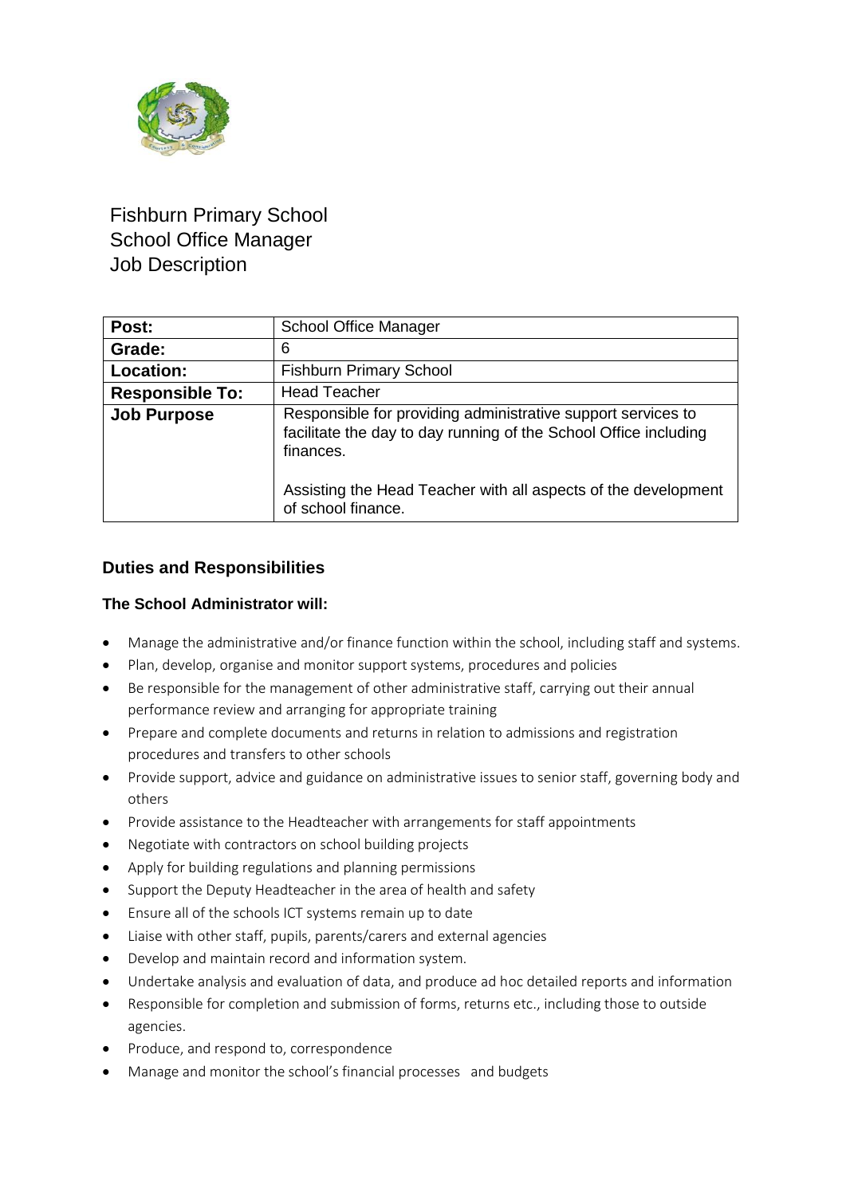# Fishburn Primary School
# School Office Manager
# Job Description

| | |
|---|---|
| **Post:** | School Office Manager |
| **Grade:** | 6 |
| **Location:** | Fishburn Primary School |
| **Responsible To:** | Head Teacher |
| **Job Purpose** | Responsible for providing administrative support services to facilitate the day to day running of the School Office including finances.<br><br>Assisting the Head Teacher with all aspects of the development of school finance. |

## Duties and Responsibilities

### The School Administrator will:

- Manage the administrative and/or finance function within the school, including staff and systems.
- Plan, develop, organise and monitor support systems, procedures and policies
- Be responsible for the management of other administrative staff, carrying out their annual performance review and arranging for appropriate training
- Prepare and complete documents and returns in relation to admissions and registration procedures and transfers to other schools
- Provide support, advice and guidance on administrative issues to senior staff, governing body and others
- Provide assistance to the Headteacher with arrangements for staff appointments
- Negotiate with contractors on school building projects
- Apply for building regulations and planning permissions
- Support the Deputy Headteacher in the area of health and safety
- Ensure all of the schools ICT systems remain up to date
- Liaise with other staff, pupils, parents/carers and external agencies
- Develop and maintain record and information system.
- Undertake analysis and evaluation of data, and produce ad hoc detailed reports and information
- Responsible for completion and submission of forms, returns etc., including those to outside agencies.
- Produce, and respond to, correspondence
- Manage and monitor the school's financial processes and budgets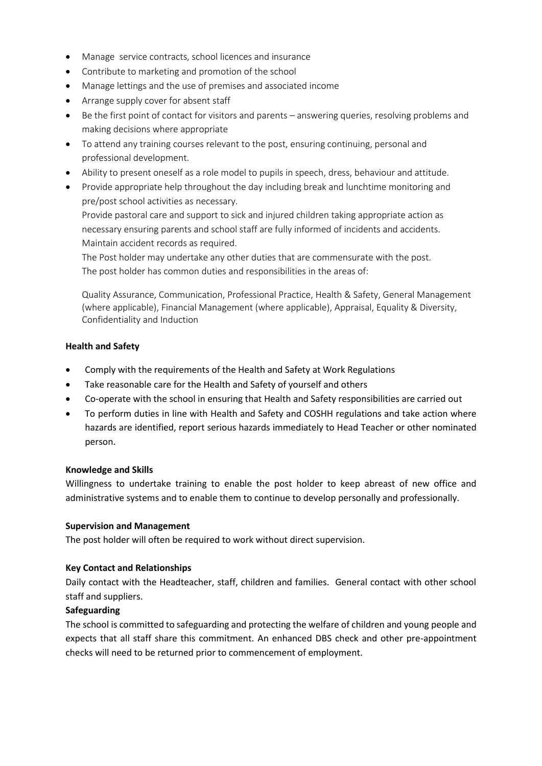- Manage service contracts, school licences and insurance
- Contribute to marketing and promotion of the school
- Manage lettings and the use of premises and associated income
- Arrange supply cover for absent staff
- Be the first point of contact for visitors and parents – answering queries, resolving problems and making decisions where appropriate
- To attend any training courses relevant to the post, ensuring continuing, personal and professional development.
- Ability to present oneself as a role model to pupils in speech, dress, behaviour and attitude.
- Provide appropriate help throughout the day including break and lunchtime monitoring and pre/post school activities as necessary.

  Provide pastoral care and support to sick and injured children taking appropriate action as necessary ensuring parents and school staff are fully informed of incidents and accidents.

  Maintain accident records as required.

  The Post holder may undertake any other duties that are commensurate with the post.

  The post holder has common duties and responsibilities in the areas of:

  Quality Assurance, Communication, Professional Practice, Health & Safety, General Management (where applicable), Financial Management (where applicable), Appraisal, Equality & Diversity, Confidentiality and Induction

**Health and Safety**

- Comply with the requirements of the Health and Safety at Work Regulations
- Take reasonable care for the Health and Safety of yourself and others
- Co-operate with the school in ensuring that Health and Safety responsibilities are carried out
- To perform duties in line with Health and Safety and COSHH regulations and take action where hazards are identified, report serious hazards immediately to Head Teacher or other nominated person.

**Knowledge and Skills**

Willingness to undertake training to enable the post holder to keep abreast of new office and administrative systems and to enable them to continue to develop personally and professionally.

**Supervision and Management**

The post holder will often be required to work without direct supervision.

**Key Contact and Relationships**

Daily contact with the Headteacher, staff, children and families. General contact with other school staff and suppliers.

**Safeguarding**

The school is committed to safeguarding and protecting the welfare of children and young people and expects that all staff share this commitment. An enhanced DBS check and other pre-appointment checks will need to be returned prior to commencement of employment.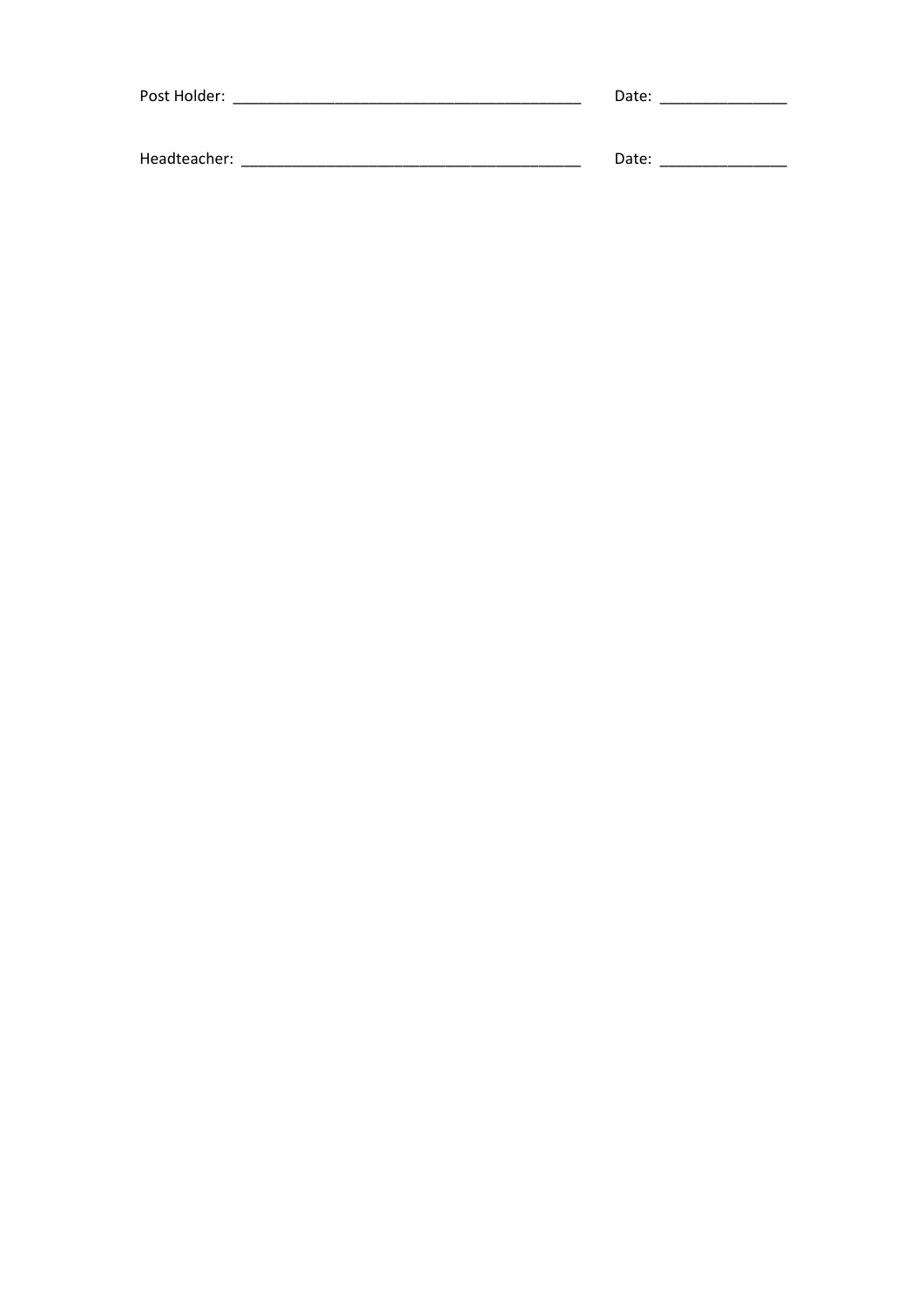Post Holder: ________________________________________ Date: _______________

Headteacher: ________________________________________ Date: _______________